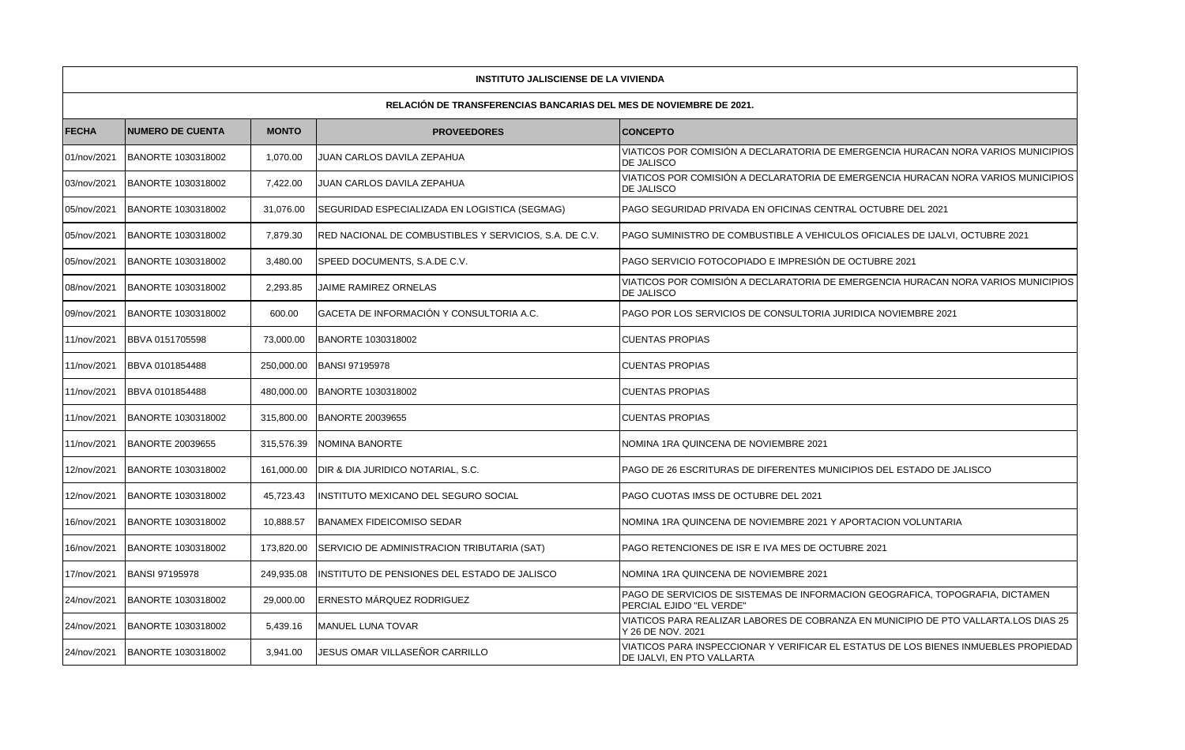**INSTITUTO JALISCIENSE DE LA VIVIENDA**

**RELACIÓN DE TRANSFERENCIAS BANCARIAS DEL MES DE NOVIEMBRE DE 2021.**

| FECHA | NUMERO DE CUENTA | MONTO | PROVEEDORES | CONCEPTO |
|---|---|---|---|---|
| 01/nov/2021 | BANORTE 1030318002 | 1,070.00 | JUAN CARLOS DAVILA ZEPAHUA | VIATICOS POR COMISIÓN A DECLARATORIA DE EMERGENCIA HURACAN NORA VARIOS MUNICIPIOS DE JALISCO |
| 03/nov/2021 | BANORTE 1030318002 | 7,422.00 | JUAN CARLOS DAVILA ZEPAHUA | VIATICOS POR COMISIÓN A DECLARATORIA DE EMERGENCIA HURACAN NORA VARIOS MUNICIPIOS DE JALISCO |
| 05/nov/2021 | BANORTE 1030318002 | 31,076.00 | SEGURIDAD ESPECIALIZADA EN LOGISTICA (SEGMAG) | PAGO SEGURIDAD PRIVADA EN OFICINAS CENTRAL OCTUBRE DEL 2021 |
| 05/nov/2021 | BANORTE 1030318002 | 7,879.30 | RED NACIONAL DE COMBUSTIBLES Y SERVICIOS, S.A. DE C.V. | PAGO SUMINISTRO DE COMBUSTIBLE A VEHICULOS OFICIALES DE IJALVI, OCTUBRE 2021 |
| 05/nov/2021 | BANORTE 1030318002 | 3,480.00 | SPEED DOCUMENTS, S.A.DE C.V. | PAGO SERVICIO FOTOCOPIADO E IMPRESIÓN DE OCTUBRE 2021 |
| 08/nov/2021 | BANORTE 1030318002 | 2,293.85 | JAIME RAMIREZ ORNELAS | VIATICOS POR COMISIÓN A DECLARATORIA DE EMERGENCIA HURACAN NORA VARIOS MUNICIPIOS DE JALISCO |
| 09/nov/2021 | BANORTE 1030318002 | 600.00 | GACETA DE INFORMACIÓN Y CONSULTORIA A.C. | PAGO POR LOS SERVICIOS DE CONSULTORIA JURIDICA NOVIEMBRE 2021 |
| 11/nov/2021 | BBVA 0151705598 | 73,000.00 | BANORTE 1030318002 | CUENTAS PROPIAS |
| 11/nov/2021 | BBVA 0101854488 | 250,000.00 | BANSI 97195978 | CUENTAS PROPIAS |
| 11/nov/2021 | BBVA 0101854488 | 480,000.00 | BANORTE 1030318002 | CUENTAS PROPIAS |
| 11/nov/2021 | BANORTE 1030318002 | 315,800.00 | BANORTE 20039655 | CUENTAS PROPIAS |
| 11/nov/2021 | BANORTE 20039655 | 315,576.39 | NOMINA BANORTE | NOMINA 1RA QUINCENA DE NOVIEMBRE 2021 |
| 12/nov/2021 | BANORTE 1030318002 | 161,000.00 | DIR & DIA JURIDICO NOTARIAL, S.C. | PAGO DE 26 ESCRITURAS DE DIFERENTES MUNICIPIOS DEL ESTADO DE JALISCO |
| 12/nov/2021 | BANORTE 1030318002 | 45,723.43 | INSTITUTO MEXICANO DEL SEGURO SOCIAL | PAGO CUOTAS IMSS DE OCTUBRE DEL 2021 |
| 16/nov/2021 | BANORTE 1030318002 | 10,888.57 | BANAMEX FIDEICOMISO SEDAR | NOMINA 1RA QUINCENA DE NOVIEMBRE 2021 Y APORTACION VOLUNTARIA |
| 16/nov/2021 | BANORTE 1030318002 | 173,820.00 | SERVICIO DE ADMINISTRACION TRIBUTARIA (SAT) | PAGO RETENCIONES DE ISR E IVA MES DE OCTUBRE 2021 |
| 17/nov/2021 | BANSI 97195978 | 249,935.08 | INSTITUTO DE PENSIONES DEL ESTADO DE JALISCO | NOMINA 1RA QUINCENA DE NOVIEMBRE 2021 |
| 24/nov/2021 | BANORTE 1030318002 | 29,000.00 | ERNESTO MÁRQUEZ RODRIGUEZ | PAGO DE SERVICIOS DE SISTEMAS DE INFORMACION GEOGRAFICA, TOPOGRAFIA, DICTAMEN PERCIAL EJIDO "EL VERDE" |
| 24/nov/2021 | BANORTE 1030318002 | 5,439.16 | MANUEL LUNA TOVAR | VIATICOS PARA REALIZAR LABORES DE COBRANZA EN MUNICIPIO DE PTO VALLARTA.LOS DIAS 25 Y 26 DE NOV. 2021 |
| 24/nov/2021 | BANORTE 1030318002 | 3,941.00 | JESUS OMAR VILLASEÑOR CARRILLO | VIATICOS PARA INSPECCIONAR Y VERIFICAR EL ESTATUS DE LOS BIENES INMUEBLES PROPIEDAD DE IJALVI, EN PTO VALLARTA |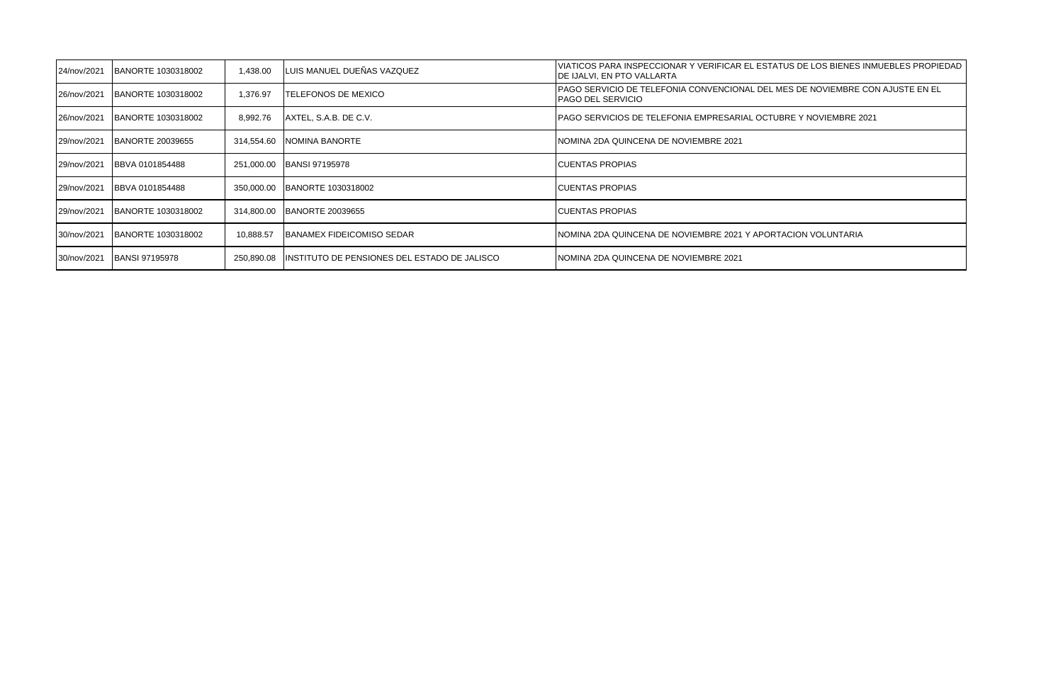| | | | | |
|---|---|---|---|---|
| 24/nov/2021 | BANORTE 1030318002 | 1,438.00 | LUIS MANUEL DUEÑAS VAZQUEZ | VIATICOS PARA INSPECCIONAR Y VERIFICAR EL ESTATUS DE LOS BIENES INMUEBLES PROPIEDAD DE IJALVI, EN PTO VALLARTA |
| 26/nov/2021 | BANORTE 1030318002 | 1,376.97 | TELEFONOS DE MEXICO | PAGO SERVICIO DE TELEFONIA CONVENCIONAL DEL MES DE NOVIEMBRE CON AJUSTE EN EL PAGO DEL SERVICIO |
| 26/nov/2021 | BANORTE 1030318002 | 8,992.76 | AXTEL, S.A.B. DE C.V. | PAGO SERVICIOS DE TELEFONIA EMPRESARIAL OCTUBRE Y NOVIEMBRE 2021 |
| 29/nov/2021 | BANORTE 20039655 | 314,554.60 | NOMINA BANORTE | NOMINA 2DA QUINCENA DE NOVIEMBRE 2021 |
| 29/nov/2021 | BBVA 0101854488 | 251,000.00 | BANSI 97195978 | CUENTAS PROPIAS |
| 29/nov/2021 | BBVA 0101854488 | 350,000.00 | BANORTE 1030318002 | CUENTAS PROPIAS |
| 29/nov/2021 | BANORTE 1030318002 | 314,800.00 | BANORTE 20039655 | CUENTAS PROPIAS |
| 30/nov/2021 | BANORTE 1030318002 | 10,888.57 | BANAMEX FIDEICOMISO SEDAR | NOMINA 2DA QUINCENA DE NOVIEMBRE 2021 Y APORTACION VOLUNTARIA |
| 30/nov/2021 | BANSI 97195978 | 250,890.08 | INSTITUTO DE PENSIONES DEL ESTADO DE JALISCO | NOMINA 2DA QUINCENA DE NOVIEMBRE 2021 |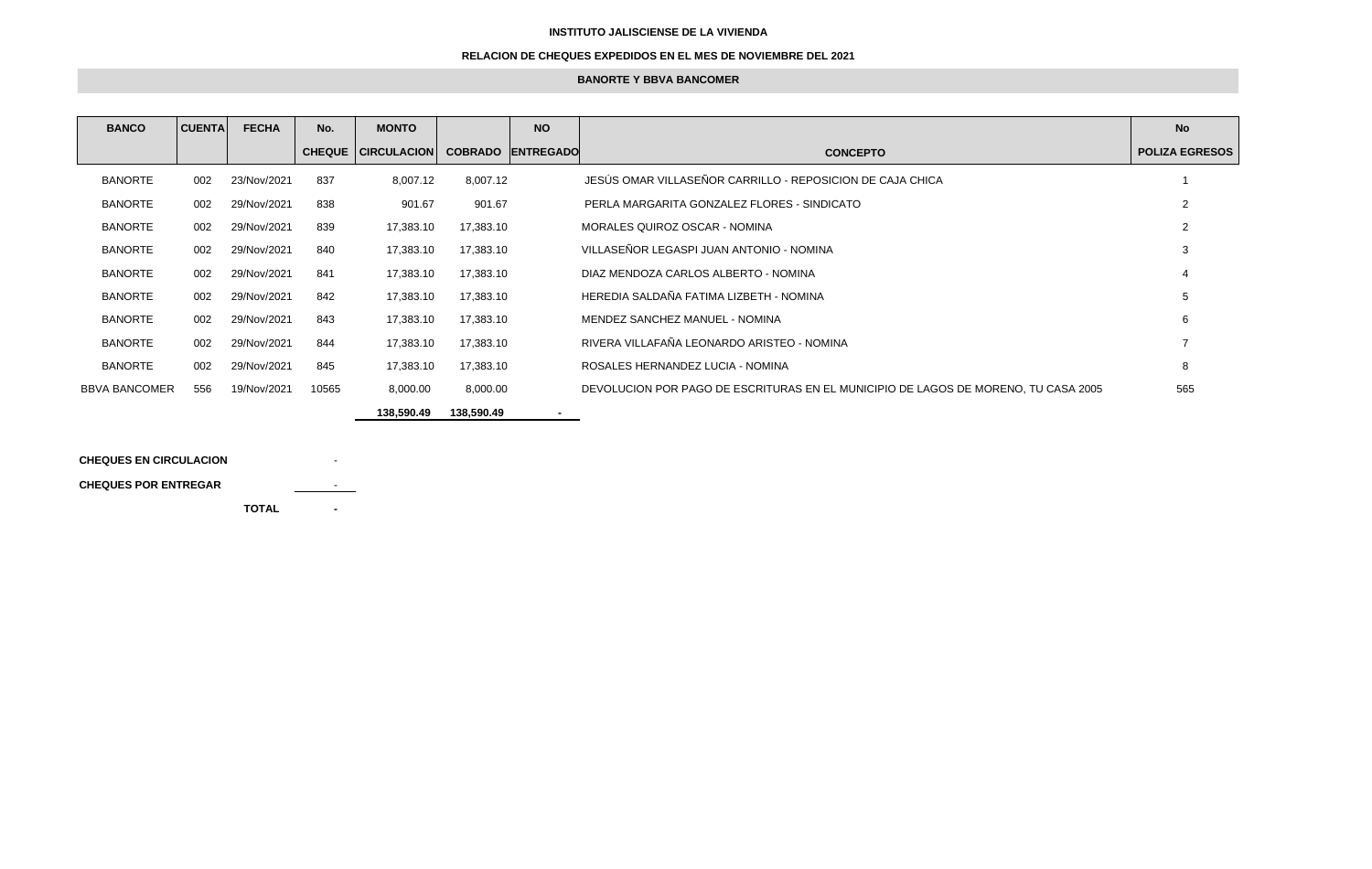**INSTITUTO JALISCIENSE DE LA VIVIENDA**

**RELACION DE CHEQUES EXPEDIDOS EN EL MES DE NOVIEMBRE DEL 2021**

**BANORTE Y BBVA BANCOMER**

| BANCO | CUENTA | FECHA | No. CHEQUE | MONTO CIRCULACION | COBRADO | NO ENTREGADO | CONCEPTO | No POLIZA EGRESOS |
|---|---|---|---|---|---|---|---|---|
| BANORTE | 002 | 23/Nov/2021 | 837 | 8,007.12 | 8,007.12 | | JESÚS OMAR VILLASEÑOR CARRILLO - REPOSICION DE CAJA CHICA | 1 |
| BANORTE | 002 | 29/Nov/2021 | 838 | 901.67 | 901.67 | | PERLA MARGARITA GONZALEZ FLORES - SINDICATO | 2 |
| BANORTE | 002 | 29/Nov/2021 | 839 | 17,383.10 | 17,383.10 | | MORALES QUIROZ OSCAR - NOMINA | 2 |
| BANORTE | 002 | 29/Nov/2021 | 840 | 17,383.10 | 17,383.10 | | VILLASEÑOR LEGASPI JUAN ANTONIO - NOMINA | 3 |
| BANORTE | 002 | 29/Nov/2021 | 841 | 17,383.10 | 17,383.10 | | DIAZ MENDOZA CARLOS ALBERTO - NOMINA | 4 |
| BANORTE | 002 | 29/Nov/2021 | 842 | 17,383.10 | 17,383.10 | | HEREDIA SALDAÑA FATIMA LIZBETH - NOMINA | 5 |
| BANORTE | 002 | 29/Nov/2021 | 843 | 17,383.10 | 17,383.10 | | MENDEZ SANCHEZ MANUEL - NOMINA | 6 |
| BANORTE | 002 | 29/Nov/2021 | 844 | 17,383.10 | 17,383.10 | | RIVERA VILLAFAÑA LEONARDO ARISTEO - NOMINA | 7 |
| BANORTE | 002 | 29/Nov/2021 | 845 | 17,383.10 | 17,383.10 | | ROSALES HERNANDEZ LUCIA - NOMINA | 8 |
| BBVA BANCOMER | 556 | 19/Nov/2021 | 10565 | 8,000.00 | 8,000.00 | | DEVOLUCION POR PAGO DE ESCRITURAS EN EL MUNICIPIO DE LAGOS DE MORENO, TU CASA 2005 | 565 |
| | | | | **138,590.49** | **138,590.49** | **-** | | |

| | |
|---|---|
| **CHEQUES EN CIRCULACION** | - |
| **CHEQUES POR ENTREGAR** | - |
| **TOTAL** | **-** |